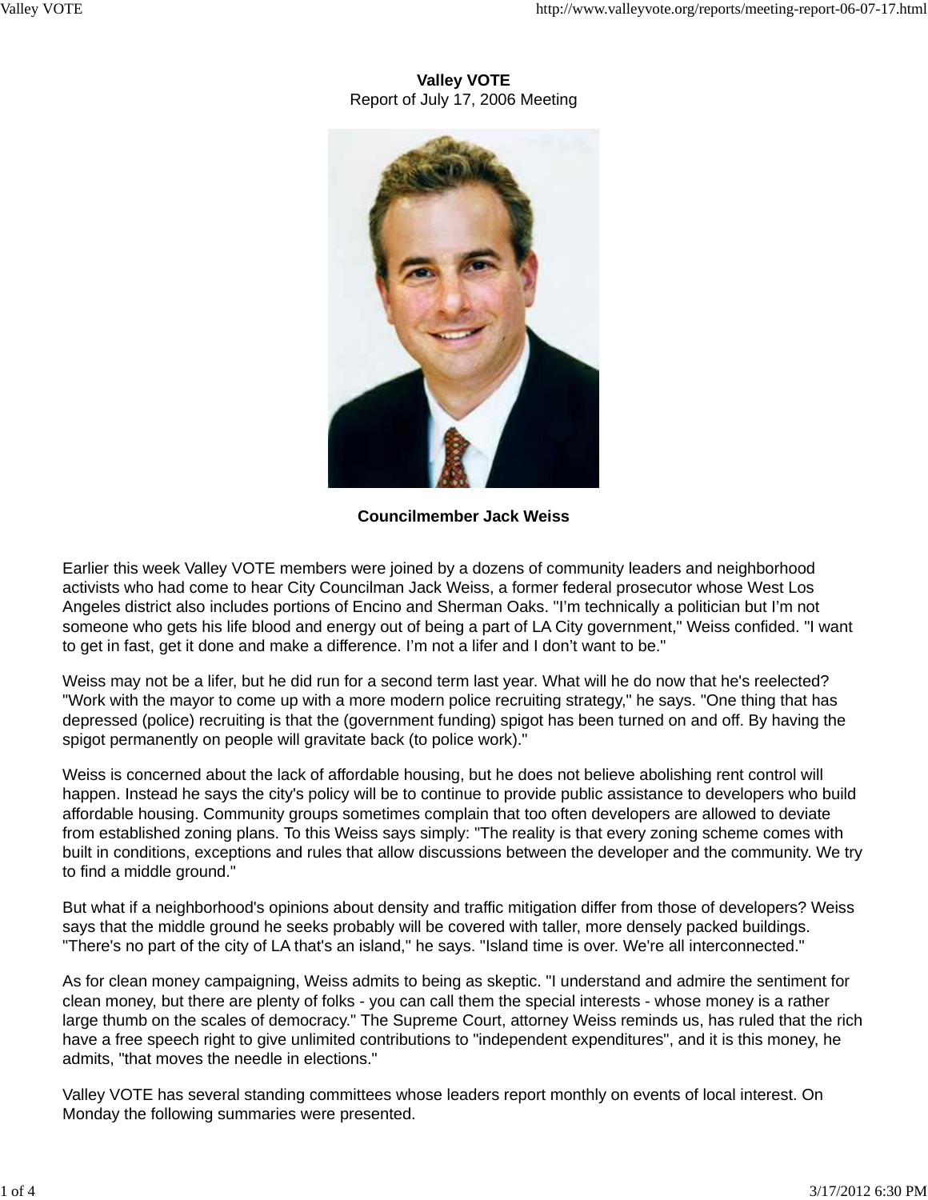**Valley VOTE**

Report of July 17, 2006 Meeting

**Councilmember Jack Weiss**

Earlier this week Valley VOTE members were joined by a dozens of community leaders and neighborhood activists who had come to hear City Councilman Jack Weiss, a former federal prosecutor whose West Los Angeles district also includes portions of Encino and Sherman Oaks. "I'm technically a politician but I'm not someone who gets his life blood and energy out of being a part of LA City government," Weiss confided. "I want to get in fast, get it done and make a difference. I'm not a lifer and I don't want to be."

Weiss may not be a lifer, but he did run for a second term last year. What will he do now that he's reelected? "Work with the mayor to come up with a more modern police recruiting strategy," he says. "One thing that has depressed (police) recruiting is that the (government funding) spigot has been turned on and off. By having the spigot permanently on people will gravitate back (to police work)."

Weiss is concerned about the lack of affordable housing, but he does not believe abolishing rent control will happen. Instead he says the city's policy will be to continue to provide public assistance to developers who build affordable housing. Community groups sometimes complain that too often developers are allowed to deviate from established zoning plans. To this Weiss says simply: "The reality is that every zoning scheme comes with built in conditions, exceptions and rules that allow discussions between the developer and the community. We try to find a middle ground."

But what if a neighborhood's opinions about density and traffic mitigation differ from those of developers? Weiss says that the middle ground he seeks probably will be covered with taller, more densely packed buildings. "There's no part of the city of LA that's an island," he says. "Island time is over. We're all interconnected."

As for clean money campaigning, Weiss admits to being as skeptic. "I understand and admire the sentiment for clean money, but there are plenty of folks - you can call them the special interests - whose money is a rather large thumb on the scales of democracy." The Supreme Court, attorney Weiss reminds us, has ruled that the rich have a free speech right to give unlimited contributions to "independent expenditures", and it is this money, he admits, "that moves the needle in elections."

Valley VOTE has several standing committees whose leaders report monthly on events of local interest. On Monday the following summaries were presented.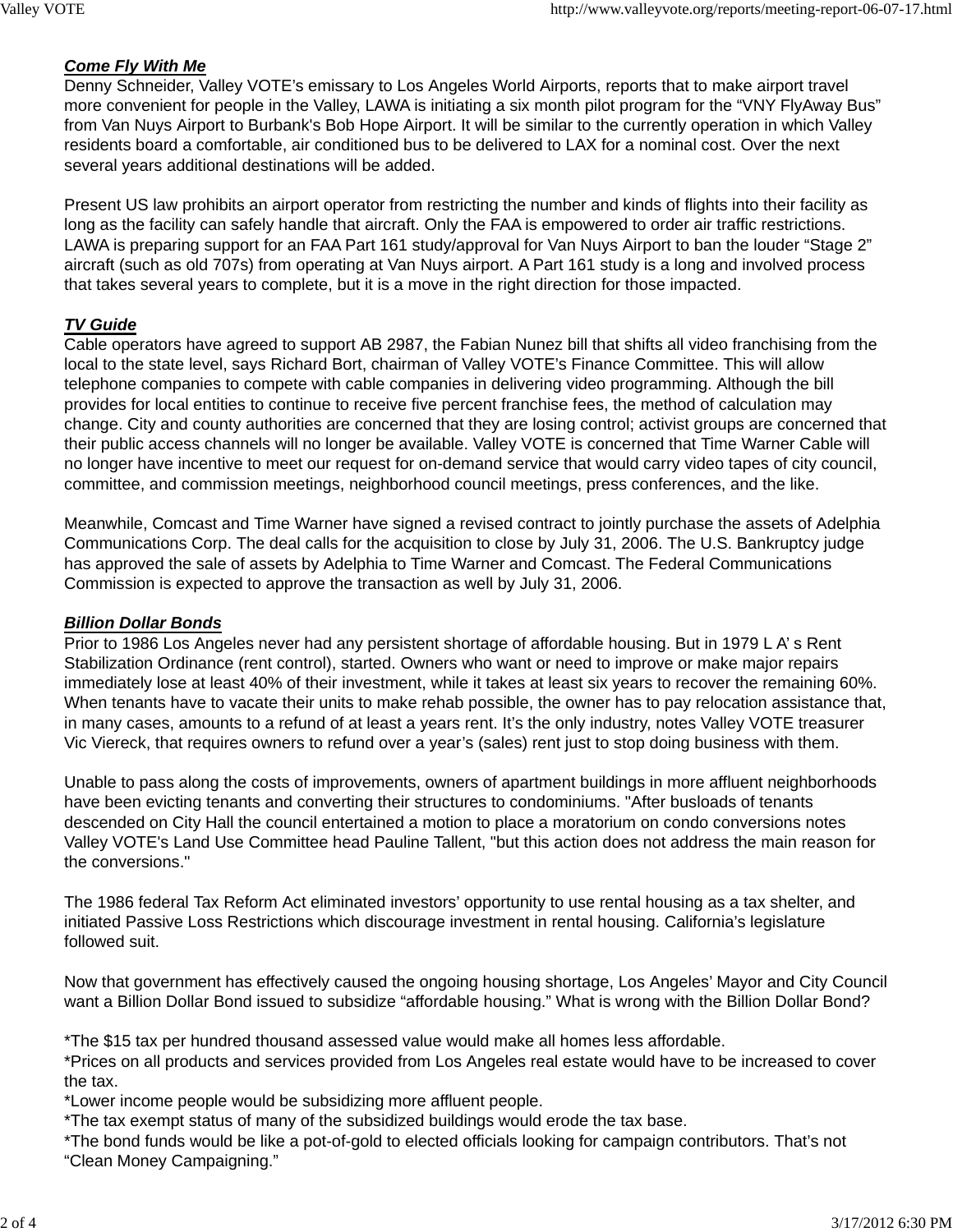***Come Fly With Me***

Denny Schneider, Valley VOTE's emissary to Los Angeles World Airports, reports that to make airport travel more convenient for people in the Valley, LAWA is initiating a six month pilot program for the "VNY FlyAway Bus" from Van Nuys Airport to Burbank's Bob Hope Airport. It will be similar to the currently operation in which Valley residents board a comfortable, air conditioned bus to be delivered to LAX for a nominal cost. Over the next several years additional destinations will be added.

Present US law prohibits an airport operator from restricting the number and kinds of flights into their facility as long as the facility can safely handle that aircraft. Only the FAA is empowered to order air traffic restrictions. LAWA is preparing support for an FAA Part 161 study/approval for Van Nuys Airport to ban the louder "Stage 2" aircraft (such as old 707s) from operating at Van Nuys airport. A Part 161 study is a long and involved process that takes several years to complete, but it is a move in the right direction for those impacted.

***TV Guide***

Cable operators have agreed to support AB 2987, the Fabian Nunez bill that shifts all video franchising from the local to the state level, says Richard Bort, chairman of Valley VOTE's Finance Committee. This will allow telephone companies to compete with cable companies in delivering video programming. Although the bill provides for local entities to continue to receive five percent franchise fees, the method of calculation may change. City and county authorities are concerned that they are losing control; activist groups are concerned that their public access channels will no longer be available. Valley VOTE is concerned that Time Warner Cable will no longer have incentive to meet our request for on-demand service that would carry video tapes of city council, committee, and commission meetings, neighborhood council meetings, press conferences, and the like.

Meanwhile, Comcast and Time Warner have signed a revised contract to jointly purchase the assets of Adelphia Communications Corp. The deal calls for the acquisition to close by July 31, 2006. The U.S. Bankruptcy judge has approved the sale of assets by Adelphia to Time Warner and Comcast. The Federal Communications Commission is expected to approve the transaction as well by July 31, 2006.

***Billion Dollar Bonds***

Prior to 1986 Los Angeles never had any persistent shortage of affordable housing. But in 1979 L A' s Rent Stabilization Ordinance (rent control), started. Owners who want or need to improve or make major repairs immediately lose at least 40% of their investment, while it takes at least six years to recover the remaining 60%. When tenants have to vacate their units to make rehab possible, the owner has to pay relocation assistance that, in many cases, amounts to a refund of at least a years rent. It's the only industry, notes Valley VOTE treasurer Vic Viereck, that requires owners to refund over a year's (sales) rent just to stop doing business with them.

Unable to pass along the costs of improvements, owners of apartment buildings in more affluent neighborhoods have been evicting tenants and converting their structures to condominiums. "After busloads of tenants descended on City Hall the council entertained a motion to place a moratorium on condo conversions notes Valley VOTE's Land Use Committee head Pauline Tallent, "but this action does not address the main reason for the conversions."

The 1986 federal Tax Reform Act eliminated investors' opportunity to use rental housing as a tax shelter, and initiated Passive Loss Restrictions which discourage investment in rental housing. California's legislature followed suit.

Now that government has effectively caused the ongoing housing shortage, Los Angeles' Mayor and City Council want a Billion Dollar Bond issued to subsidize "affordable housing." What is wrong with the Billion Dollar Bond?

*The $15 tax per hundred thousand assessed value would make all homes less affordable.
*Prices on all products and services provided from Los Angeles real estate would have to be increased to cover the tax.
*Lower income people would be subsidizing more affluent people.
*The tax exempt status of many of the subsidized buildings would erode the tax base.
*The bond funds would be like a pot-of-gold to elected officials looking for campaign contributors. That's not "Clean Money Campaigning."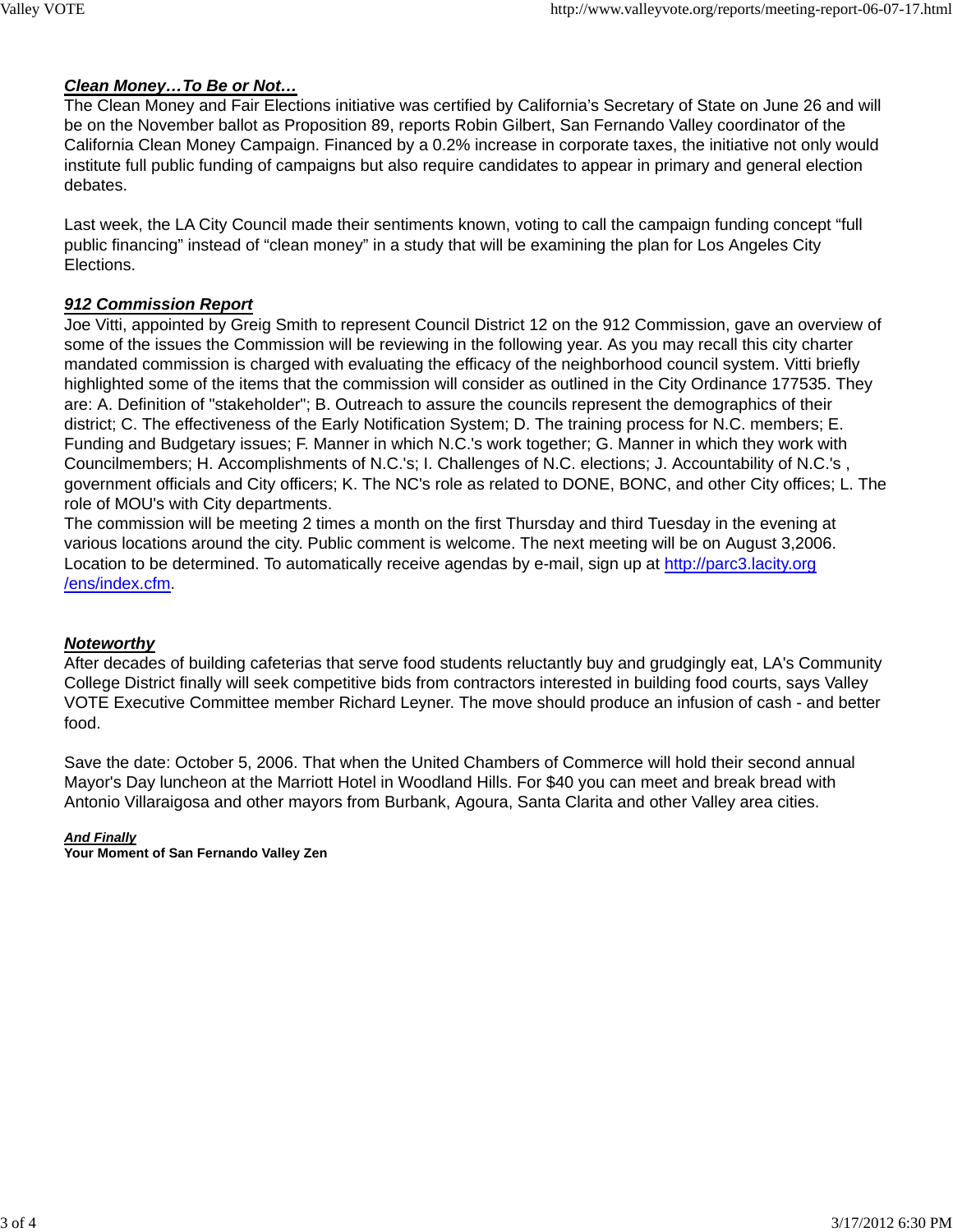### ***Clean Money…To Be or Not…***

The Clean Money and Fair Elections initiative was certified by California's Secretary of State on June 26 and will be on the November ballot as Proposition 89, reports Robin Gilbert, San Fernando Valley coordinator of the California Clean Money Campaign. Financed by a 0.2% increase in corporate taxes, the initiative not only would institute full public funding of campaigns but also require candidates to appear in primary and general election debates.

Last week, the LA City Council made their sentiments known, voting to call the campaign funding concept "full public financing" instead of "clean money" in a study that will be examining the plan for Los Angeles City Elections.

### ***912 Commission Report***

Joe Vitti, appointed by Greig Smith to represent Council District 12 on the 912 Commission, gave an overview of some of the issues the Commission will be reviewing in the following year. As you may recall this city charter mandated commission is charged with evaluating the efficacy of the neighborhood council system. Vitti briefly highlighted some of the items that the commission will consider as outlined in the City Ordinance 177535. They are: A. Definition of "stakeholder"; B. Outreach to assure the councils represent the demographics of their district; C. The effectiveness of the Early Notification System; D. The training process for N.C. members; E. Funding and Budgetary issues; F. Manner in which N.C.'s work together; G. Manner in which they work with Councilmembers; H. Accomplishments of N.C.'s; I. Challenges of N.C. elections; J. Accountability of N.C.'s , government officials and City officers; K. The NC's role as related to DONE, BONC, and other City offices; L. The role of MOU's with City departments.

The commission will be meeting 2 times a month on the first Thursday and third Tuesday in the evening at various locations around the city. Public comment is welcome. The next meeting will be on August 3,2006. Location to be determined. To automatically receive agendas by e-mail, sign up at [http://parc3.lacity.org/ens/index.cfm](http://parc3.lacity.org/ens/index.cfm).

### ***Noteworthy***

After decades of building cafeterias that serve food students reluctantly buy and grudgingly eat, LA's Community College District finally will seek competitive bids from contractors interested in building food courts, says Valley VOTE Executive Committee member Richard Leyner. The move should produce an infusion of cash - and better food.

Save the date: October 5, 2006. That when the United Chambers of Commerce will hold their second annual Mayor's Day luncheon at the Marriott Hotel in Woodland Hills. For $40 you can meet and break bread with Antonio Villaraigosa and other mayors from Burbank, Agoura, Santa Clarita and other Valley area cities.

***And Finally***

**Your Moment of San Fernando Valley Zen**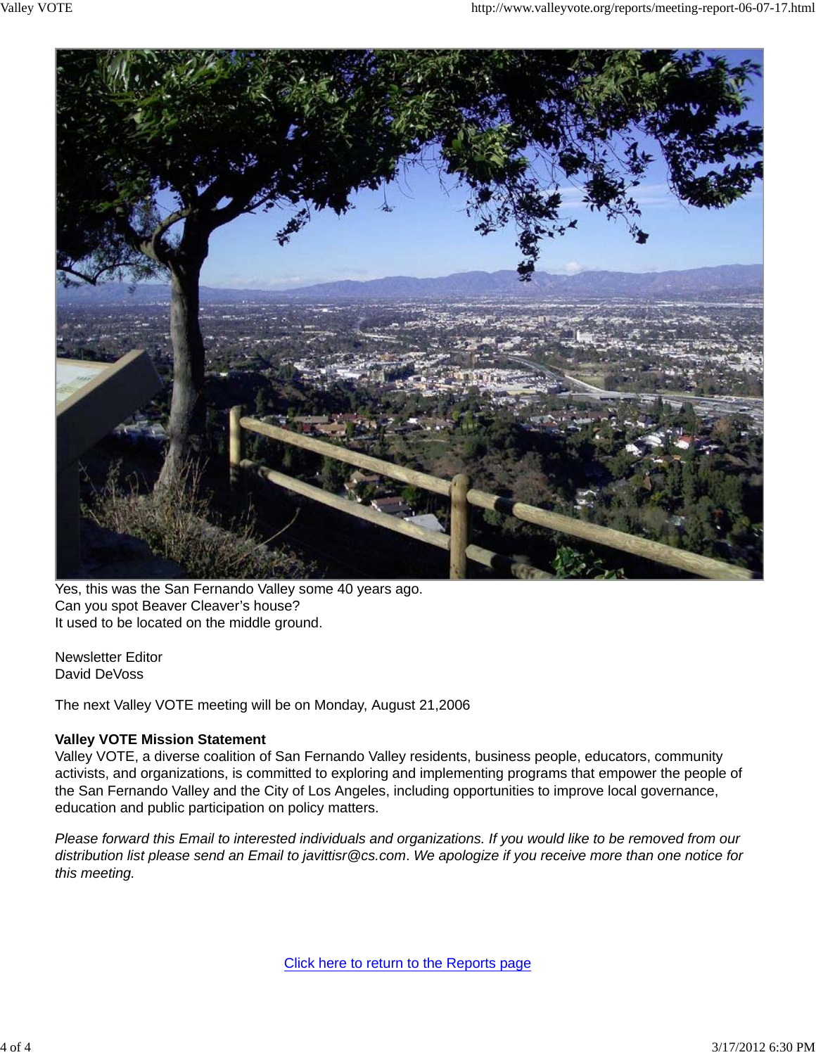Yes, this was the San Fernando Valley some 40 years ago.
Can you spot Beaver Cleaver's house?
It used to be located on the middle ground.

Newsletter Editor
David DeVoss

The next Valley VOTE meeting will be on Monday, August 21,2006

**Valley VOTE Mission Statement**
Valley VOTE, a diverse coalition of San Fernando Valley residents, business people, educators, community activists, and organizations, is committed to exploring and implementing programs that empower the people of the San Fernando Valley and the City of Los Angeles, including opportunities to improve local governance, education and public participation on policy matters.

*Please forward this Email to interested individuals and organizations. If you would like to be removed from our distribution list please send an Email to javittisr@cs.com. We apologize if you receive more than one notice for this meeting.*

Click here to return to the Reports page